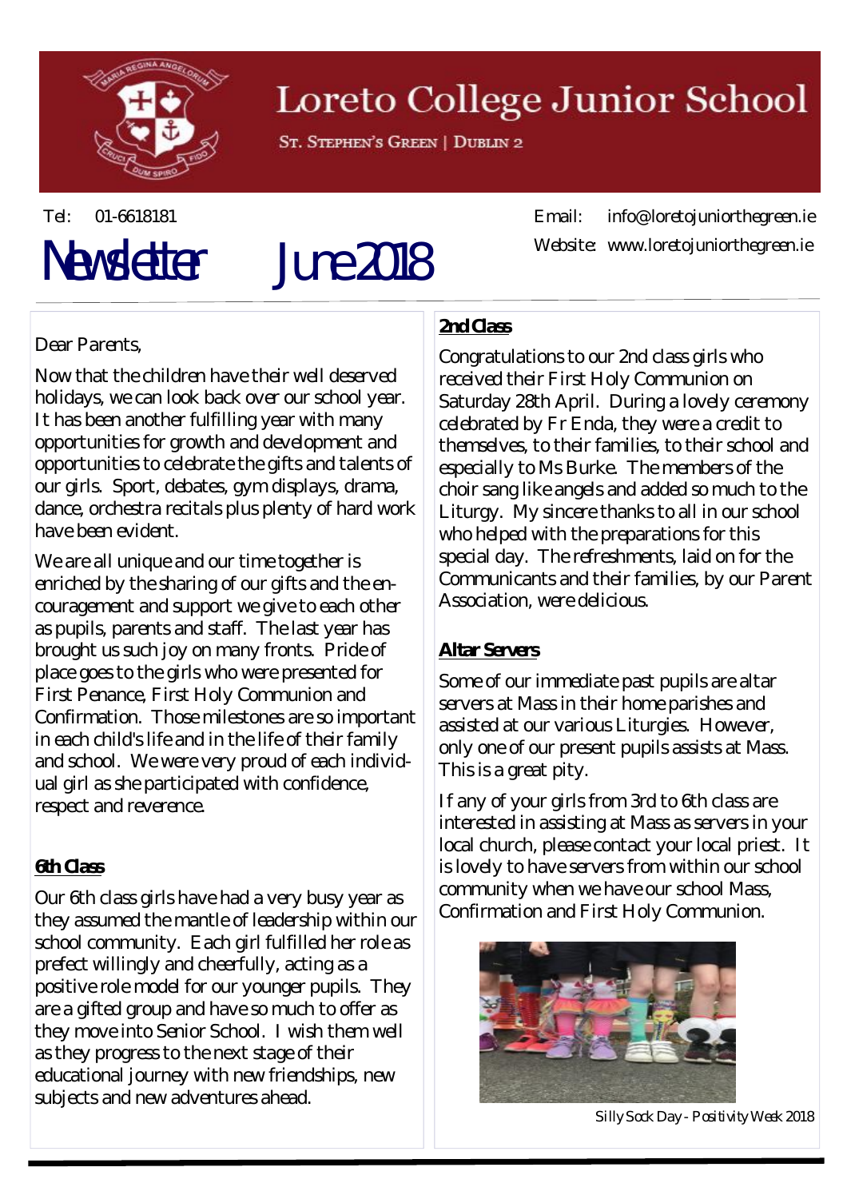# Loreto College Junior School

St. Stephen's Green | Dublin 2

Tel: 01-6618181

Email: info@loretojuniorthegreen.ie

Website: www.loretojuniorthegreen.ie

# Newsletter June 2018

Dear Parents,

Now that the children have their well deserved holidays, we can look back over our school year. It has been another fulfilling year with many opportunities for growth and development and opportunities to celebrate the gifts and talents of our girls. Sport, debates, gym displays, drama, dance, orchestra recitals plus plenty of hard work have been evident.

We are all unique and our time together is enriched by the sharing of our gifts and the encouragement and support we give to each other as pupils, parents and staff. The last year has brought us such joy on many fronts. Pride of place goes to the girls who were presented for First Penance, First Holy Communion and Confirmation. Those milestones are so important in each child's life and in the life of their family and school. We were very proud of each individual girl as she participated with confidence, respect and reverence.

## 6th Class

Our 6th class girls have had a very busy year as they assumed the mantle of leadership within our school community. Each girl fulfilled her role as prefect willingly and cheerfully, acting as a positive role model for our younger pupils. They are a gifted group and have so much to offer as they move into Senior School. I wish them well as they progress to the next stage of their educational journey with new friendships, new subjects and new adventures ahead.

## 2nd Class

Congratulations to our 2nd class girls who received their First Holy Communion on Saturday 28th April. During a lovely ceremony celebrated by Fr Enda, they were a credit to themselves, to their families, to their school and especially to Ms Burke. The members of the choir sang like angels and added so much to the Liturgy. My sincere thanks to all in our school who helped with the preparations for this special day. The refreshments, laid on for the Communicants and their families, by our Parent Association, were delicious.

## Altar Servers

Some of our immediate past pupils are altar servers at Mass in their home parishes and assisted at our various Liturgies. However, only one of our present pupils assists at Mass. This is a great pity.

If any of your girls from 3rd to 6th class are interested in assisting at Mass as servers in your local church, please contact your local priest. It is lovely to have servers from within our school community when we have our school Mass, Confirmation and First Holy Communion.

Silly Sock Day - Positivity Week 2018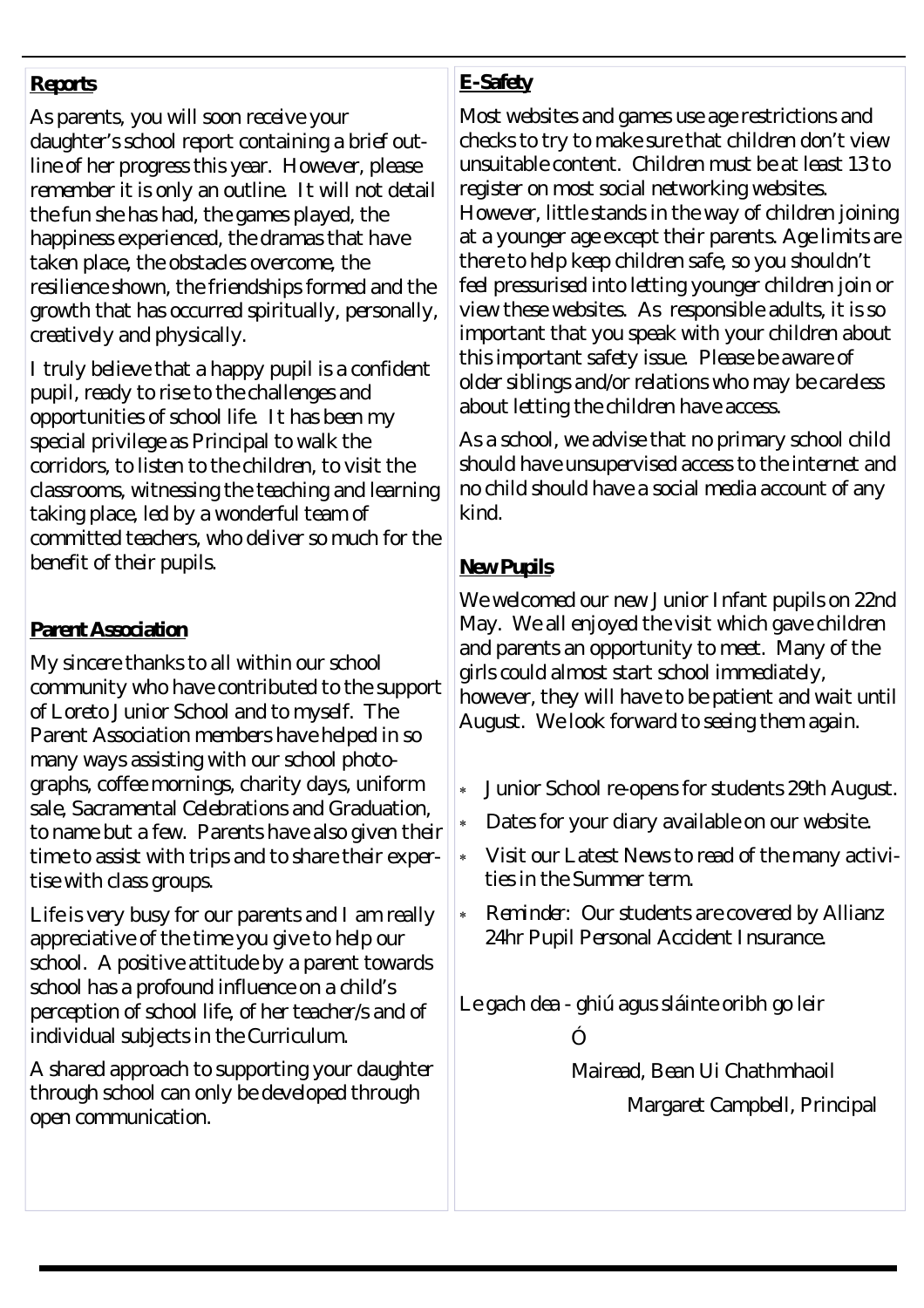## Reports

As parents, you will soon receive your daughter's school report containing a brief outline of her progress this year. However, please remember it is only an outline. It will not detail the fun she has had, the games played, the happiness experienced, the dramas that have taken place, the obstacles overcome, the resilience shown, the friendships formed and the growth that has occurred spiritually, personally, creatively and physically.

I truly believe that a happy pupil is a confident pupil, ready to rise to the challenges and opportunities of school life. It has been my special privilege as Principal to walk the corridors, to listen to the children, to visit the classrooms, witnessing the teaching and learning taking place, led by a wonderful team of committed teachers, who deliver so much for the benefit of their pupils.

## Parent Association

My sincere thanks to all within our school community who have contributed to the support of Loreto Junior School and to myself. The Parent Association members have helped in so many ways assisting with our school photographs, coffee mornings, charity days, uniform sale, Sacramental Celebrations and Graduation, to name but a few. Parents have also given their time to assist with trips and to share their expertise with class groups.

Life is very busy for our parents and I am really appreciative of the time you give to help our school. A positive attitude by a parent towards school has a profound influence on a child's perception of school life, of her teacher/s and of individual subjects in the Curriculum.

A shared approach to supporting your daughter through school can only be developed through open communication.

## E-Safety

Most websites and games use age restrictions and checks to try to make sure that children don't view unsuitable content. Children must be at least 13 to register on most social networking websites. However, little stands in the way of children joining at a younger age except their parents. Age limits are there to help keep children safe, so you shouldn't feel pressurised into letting younger children join or view these websites. As responsible adults, it is so important that you speak with your children about this important safety issue. Please be aware of older siblings and/or relations who may be careless about letting the children have access.

As a school, we advise that no primary school child should have unsupervised access to the internet and no child should have a social media account of any kind.

## New Pupils

We welcomed our new Junior Infant pupils on 22nd May. We all enjoyed the visit which gave children and parents an opportunity to meet. Many of the girls could almost start school immediately, however, they will have to be patient and wait until August. We look forward to seeing them again.

- Junior School re-opens for students 29th August.
- Dates for your diary available on our website.
- Visit our Latest News to read of the many activities in the Summer term.
- *Reminder*: Our students are covered by Allianz 24hr Pupil Personal Accident Insurance.

Le gach dea - ghiú agus sláinte oribh go leir

Ó

Mairead, Bean Ui Chathmhaoil

Margaret Campbell, Principal